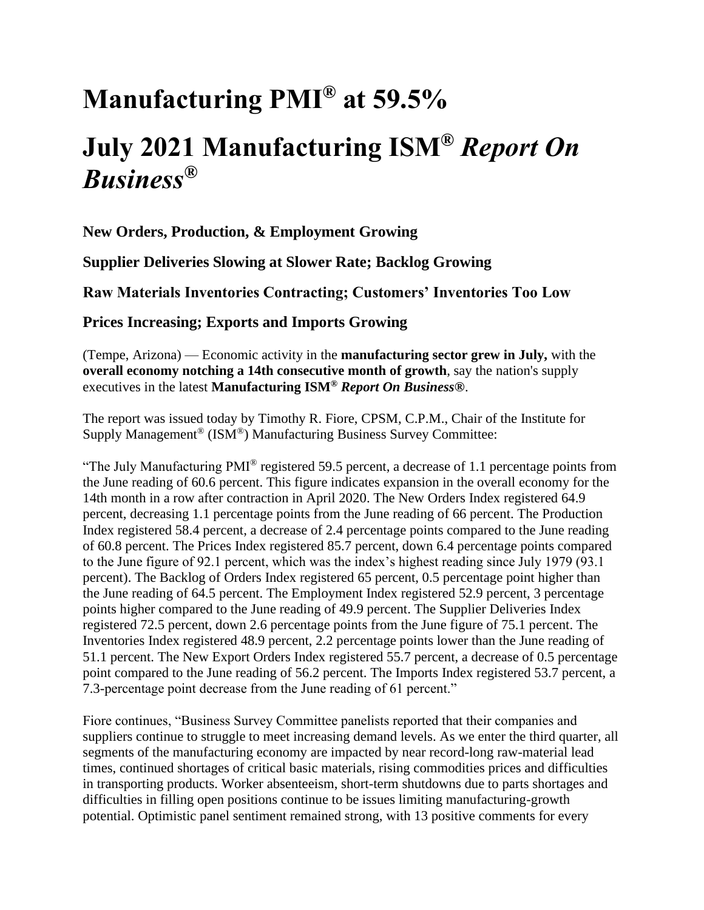# Manufacturing PMI® at 59.5%

# July 2021 Manufacturing ISM® *Report On Business®*

### New Orders, Production, & Employment Growing

### Supplier Deliveries Slowing at Slower Rate; Backlog Growing

### Raw Materials Inventories Contracting; Customers' Inventories Too Low

### Prices Increasing; Exports and Imports Growing

(Tempe, Arizona) — Economic activity in the **manufacturing sector grew in July,** with the **overall economy notching a 14th consecutive month of growth**, say the nation's supply executives in the latest **Manufacturing ISM® *Report On Business®***.

The report was issued today by Timothy R. Fiore, CPSM, C.P.M., Chair of the Institute for Supply Management® (ISM®) Manufacturing Business Survey Committee:

"The July Manufacturing PMI® registered 59.5 percent, a decrease of 1.1 percentage points from the June reading of 60.6 percent. This figure indicates expansion in the overall economy for the 14th month in a row after contraction in April 2020. The New Orders Index registered 64.9 percent, decreasing 1.1 percentage points from the June reading of 66 percent. The Production Index registered 58.4 percent, a decrease of 2.4 percentage points compared to the June reading of 60.8 percent. The Prices Index registered 85.7 percent, down 6.4 percentage points compared to the June figure of 92.1 percent, which was the index's highest reading since July 1979 (93.1 percent). The Backlog of Orders Index registered 65 percent, 0.5 percentage point higher than the June reading of 64.5 percent. The Employment Index registered 52.9 percent, 3 percentage points higher compared to the June reading of 49.9 percent. The Supplier Deliveries Index registered 72.5 percent, down 2.6 percentage points from the June figure of 75.1 percent. The Inventories Index registered 48.9 percent, 2.2 percentage points lower than the June reading of 51.1 percent. The New Export Orders Index registered 55.7 percent, a decrease of 0.5 percentage point compared to the June reading of 56.2 percent. The Imports Index registered 53.7 percent, a 7.3-percentage point decrease from the June reading of 61 percent."

Fiore continues, "Business Survey Committee panelists reported that their companies and suppliers continue to struggle to meet increasing demand levels. As we enter the third quarter, all segments of the manufacturing economy are impacted by near record-long raw-material lead times, continued shortages of critical basic materials, rising commodities prices and difficulties in transporting products. Worker absenteeism, short-term shutdowns due to parts shortages and difficulties in filling open positions continue to be issues limiting manufacturing-growth potential. Optimistic panel sentiment remained strong, with 13 positive comments for every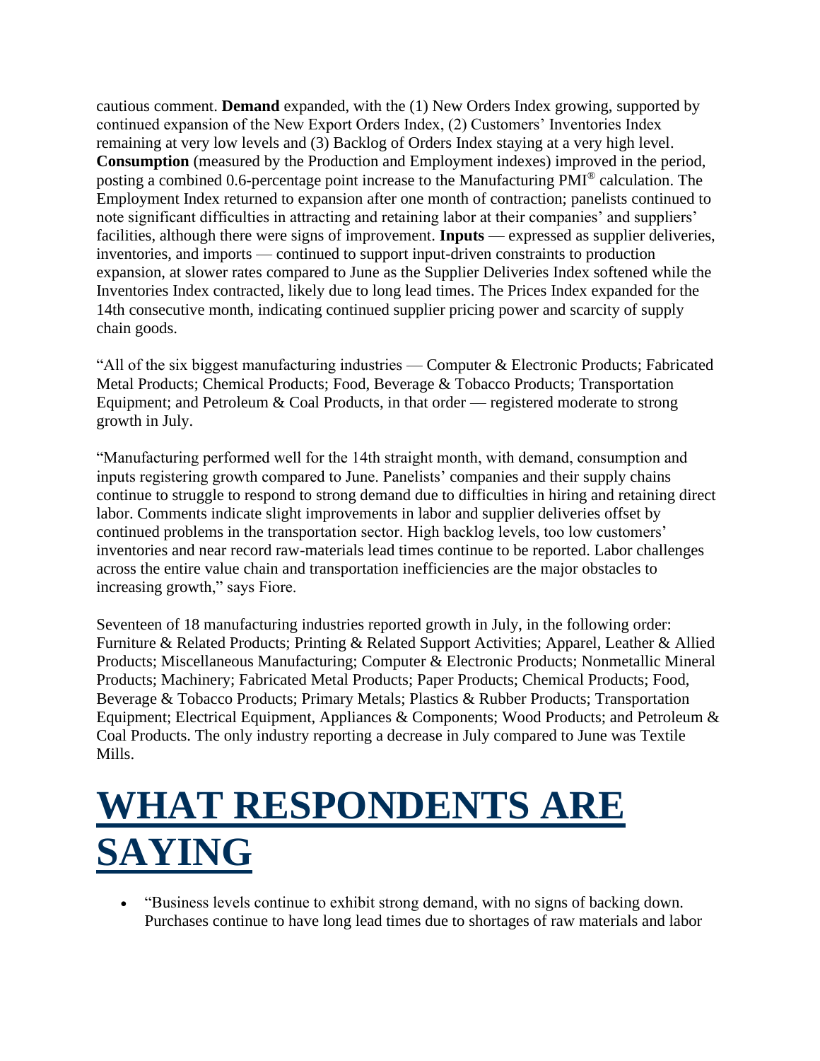cautious comment. **Demand** expanded, with the (1) New Orders Index growing, supported by continued expansion of the New Export Orders Index, (2) Customers' Inventories Index remaining at very low levels and (3) Backlog of Orders Index staying at a very high level. **Consumption** (measured by the Production and Employment indexes) improved in the period, posting a combined 0.6-percentage point increase to the Manufacturing PMI® calculation. The Employment Index returned to expansion after one month of contraction; panelists continued to note significant difficulties in attracting and retaining labor at their companies' and suppliers' facilities, although there were signs of improvement. **Inputs** — expressed as supplier deliveries, inventories, and imports — continued to support input-driven constraints to production expansion, at slower rates compared to June as the Supplier Deliveries Index softened while the Inventories Index contracted, likely due to long lead times. The Prices Index expanded for the 14th consecutive month, indicating continued supplier pricing power and scarcity of supply chain goods.

"All of the six biggest manufacturing industries — Computer & Electronic Products; Fabricated Metal Products; Chemical Products; Food, Beverage & Tobacco Products; Transportation Equipment; and Petroleum & Coal Products, in that order — registered moderate to strong growth in July.

"Manufacturing performed well for the 14th straight month, with demand, consumption and inputs registering growth compared to June. Panelists' companies and their supply chains continue to struggle to respond to strong demand due to difficulties in hiring and retaining direct labor. Comments indicate slight improvements in labor and supplier deliveries offset by continued problems in the transportation sector. High backlog levels, too low customers' inventories and near record raw-materials lead times continue to be reported. Labor challenges across the entire value chain and transportation inefficiencies are the major obstacles to increasing growth," says Fiore.

Seventeen of 18 manufacturing industries reported growth in July, in the following order: Furniture & Related Products; Printing & Related Support Activities; Apparel, Leather & Allied Products; Miscellaneous Manufacturing; Computer & Electronic Products; Nonmetallic Mineral Products; Machinery; Fabricated Metal Products; Paper Products; Chemical Products; Food, Beverage & Tobacco Products; Primary Metals; Plastics & Rubber Products; Transportation Equipment; Electrical Equipment, Appliances & Components; Wood Products; and Petroleum & Coal Products. The only industry reporting a decrease in July compared to June was Textile Mills.

# WHAT RESPONDENTS ARE SAYING

- "Business levels continue to exhibit strong demand, with no signs of backing down. Purchases continue to have long lead times due to shortages of raw materials and labor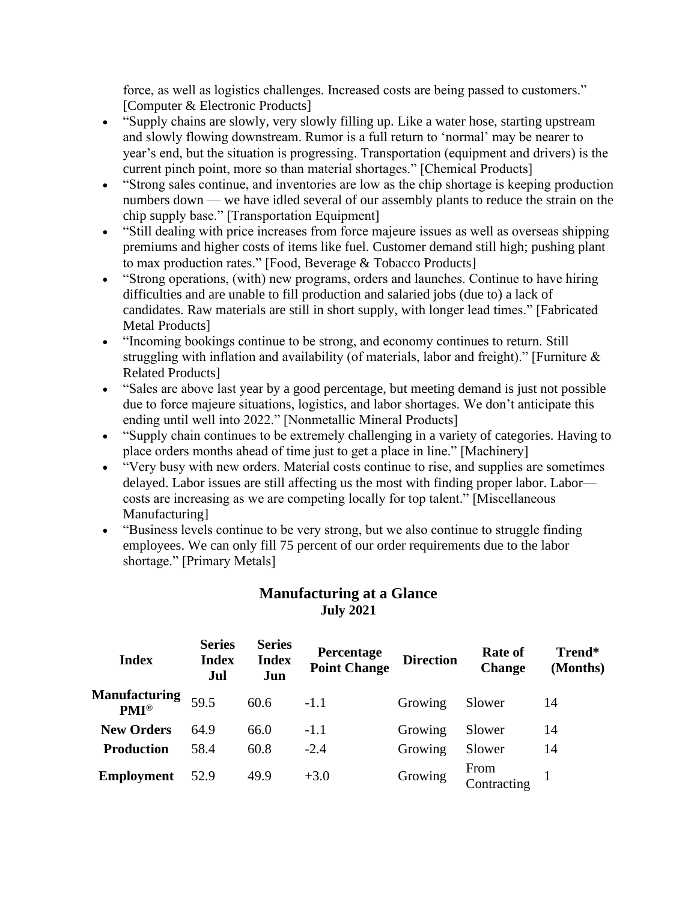force, as well as logistics challenges. Increased costs are being passed to customers." [Computer & Electronic Products]

- "Supply chains are slowly, very slowly filling up. Like a water hose, starting upstream and slowly flowing downstream. Rumor is a full return to 'normal' may be nearer to year's end, but the situation is progressing. Transportation (equipment and drivers) is the current pinch point, more so than material shortages." [Chemical Products]
- "Strong sales continue, and inventories are low as the chip shortage is keeping production numbers down — we have idled several of our assembly plants to reduce the strain on the chip supply base." [Transportation Equipment]
- "Still dealing with price increases from force majeure issues as well as overseas shipping premiums and higher costs of items like fuel. Customer demand still high; pushing plant to max production rates." [Food, Beverage & Tobacco Products]
- "Strong operations, (with) new programs, orders and launches. Continue to have hiring difficulties and are unable to fill production and salaried jobs (due to) a lack of candidates. Raw materials are still in short supply, with longer lead times." [Fabricated Metal Products]
- "Incoming bookings continue to be strong, and economy continues to return. Still struggling with inflation and availability (of materials, labor and freight)." [Furniture & Related Products]
- "Sales are above last year by a good percentage, but meeting demand is just not possible due to force majeure situations, logistics, and labor shortages. We don't anticipate this ending until well into 2022." [Nonmetallic Mineral Products]
- "Supply chain continues to be extremely challenging in a variety of categories. Having to place orders months ahead of time just to get a place in line." [Machinery]
- "Very busy with new orders. Material costs continue to rise, and supplies are sometimes delayed. Labor issues are still affecting us the most with finding proper labor. Labor— costs are increasing as we are competing locally for top talent." [Miscellaneous Manufacturing]
- "Business levels continue to be very strong, but we also continue to struggle finding employees. We can only fill 75 percent of our order requirements due to the labor shortage." [Primary Metals]

## Manufacturing at a Glance
### July 2021

| Index | Series Index Jul | Series Index Jun | Percentage Point Change | Direction | Rate of Change | Trend* (Months) |
|---|---|---|---|---|---|---|
| **Manufacturing PMI®** | 59.5 | 60.6 | -1.1 | Growing | Slower | 14 |
| **New Orders** | 64.9 | 66.0 | -1.1 | Growing | Slower | 14 |
| **Production** | 58.4 | 60.8 | -2.4 | Growing | Slower | 14 |
| **Employment** | 52.9 | 49.9 | +3.0 | Growing | From Contracting | 1 |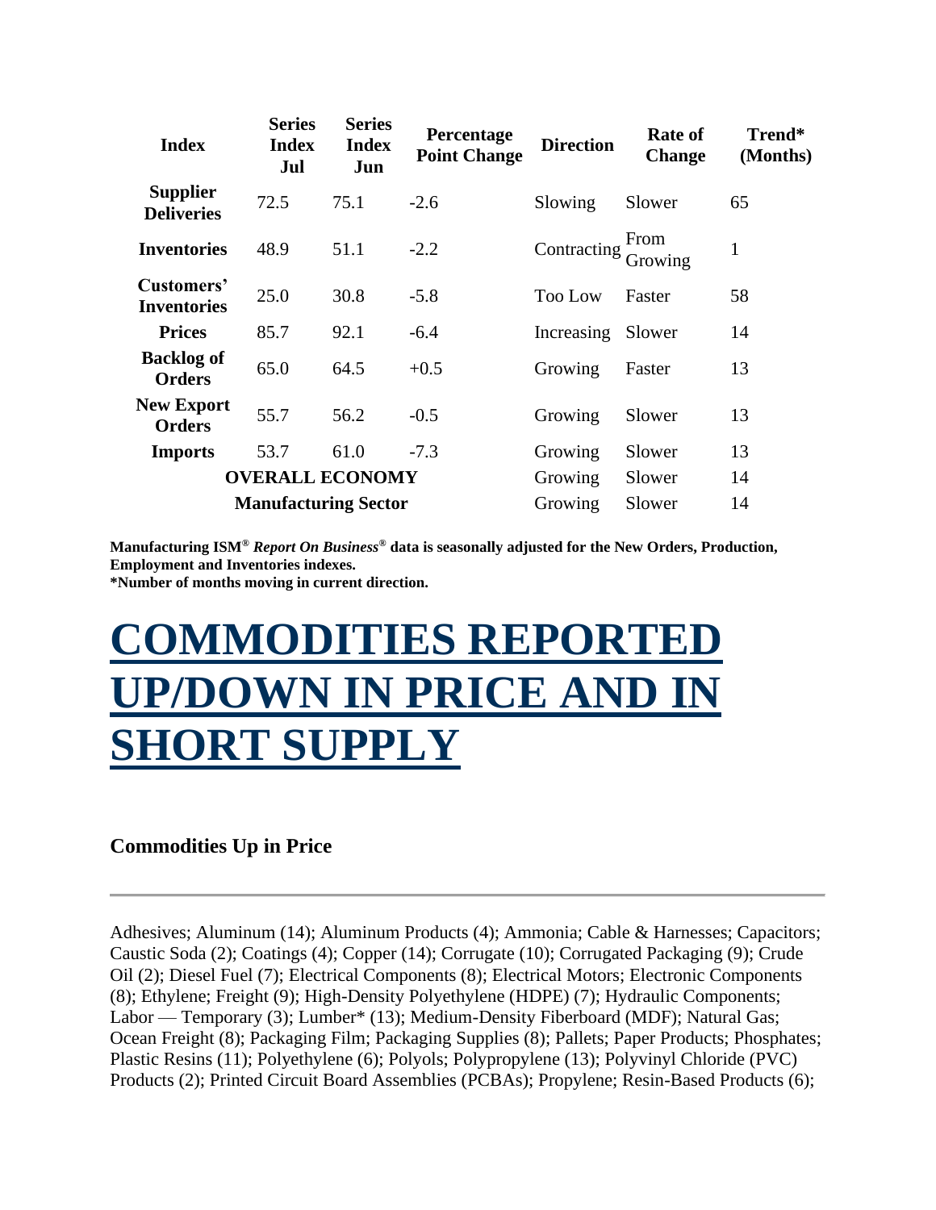| Index | Series Index Jul | Series Index Jun | Percentage Point Change | Direction | Rate of Change | Trend* (Months) |
|---|---|---|---|---|---|---|
| **Supplier Deliveries** | 72.5 | 75.1 | -2.6 | Slowing | Slower | 65 |
| **Inventories** | 48.9 | 51.1 | -2.2 | Contracting | From Growing | 1 |
| **Customers' Inventories** | 25.0 | 30.8 | -5.8 | Too Low | Faster | 58 |
| **Prices** | 85.7 | 92.1 | -6.4 | Increasing | Slower | 14 |
| **Backlog of Orders** | 65.0 | 64.5 | +0.5 | Growing | Faster | 13 |
| **New Export Orders** | 55.7 | 56.2 | -0.5 | Growing | Slower | 13 |
| **Imports** | 53.7 | 61.0 | -7.3 | Growing | Slower | 13 |
| **OVERALL ECONOMY** | | | | Growing | Slower | 14 |
| **Manufacturing Sector** | | | | Growing | Slower | 14 |

**Manufacturing ISM® *Report On Business®* data is seasonally adjusted for the New Orders, Production, Employment and Inventories indexes.**
**\*Number of months moving in current direction.**

# COMMODITIES REPORTED UP/DOWN IN PRICE AND IN SHORT SUPPLY

### Commodities Up in Price

---

Adhesives; Aluminum (14); Aluminum Products (4); Ammonia; Cable & Harnesses; Capacitors; Caustic Soda (2); Coatings (4); Copper (14); Corrugate (10); Corrugated Packaging (9); Crude Oil (2); Diesel Fuel (7); Electrical Components (8); Electrical Motors; Electronic Components (8); Ethylene; Freight (9); High-Density Polyethylene (HDPE) (7); Hydraulic Components; Labor — Temporary (3); Lumber* (13); Medium-Density Fiberboard (MDF); Natural Gas; Ocean Freight (8); Packaging Film; Packaging Supplies (8); Pallets; Paper Products; Phosphates; Plastic Resins (11); Polyethylene (6); Polyols; Polypropylene (13); Polyvinyl Chloride (PVC) Products (2); Printed Circuit Board Assemblies (PCBAs); Propylene; Resin-Based Products (6);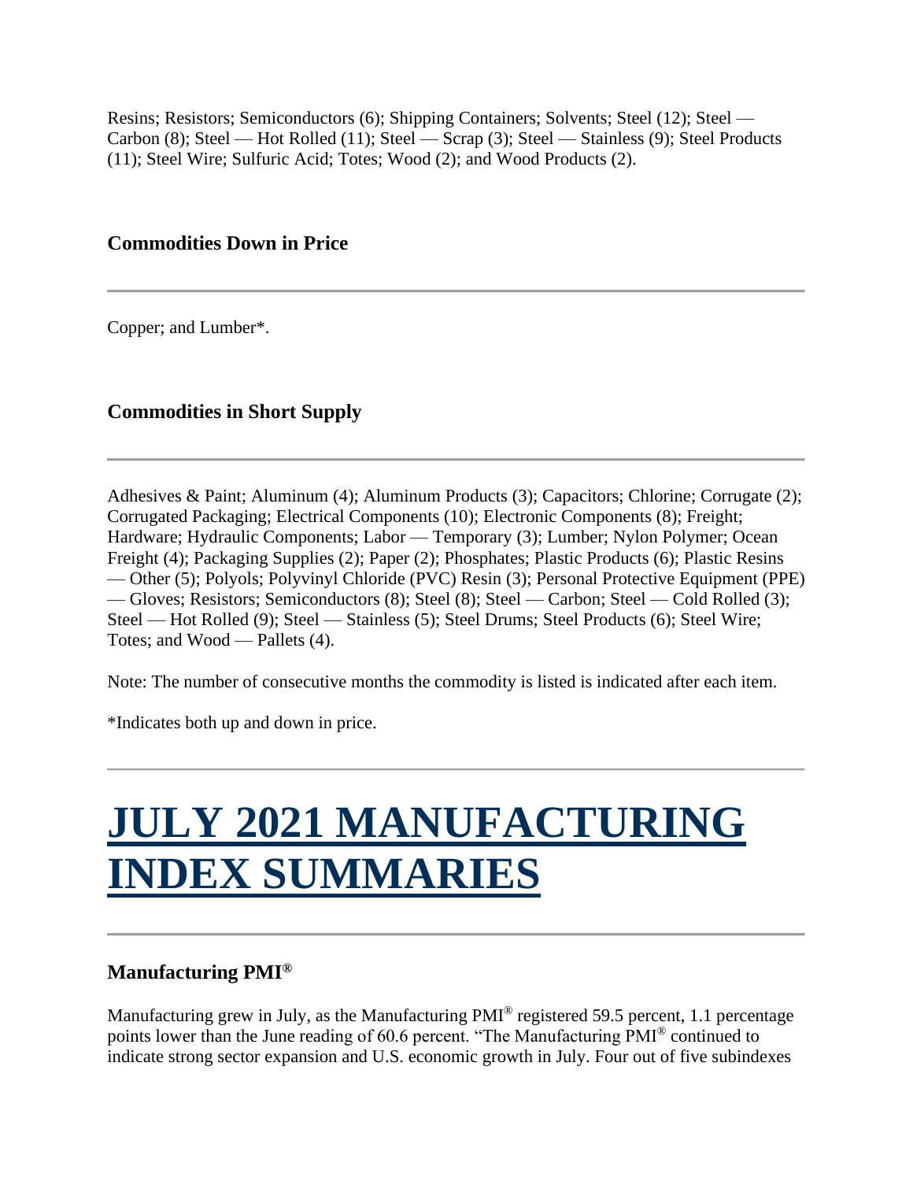Resins; Resistors; Semiconductors (6); Shipping Containers; Solvents; Steel (12); Steel — Carbon (8); Steel — Hot Rolled (11); Steel — Scrap (3); Steel — Stainless (9); Steel Products (11); Steel Wire; Sulfuric Acid; Totes; Wood (2); and Wood Products (2).

### Commodities Down in Price

---

Copper; and Lumber*.

### Commodities in Short Supply

---

Adhesives & Paint; Aluminum (4); Aluminum Products (3); Capacitors; Chlorine; Corrugate (2); Corrugated Packaging; Electrical Components (10); Electronic Components (8); Freight; Hardware; Hydraulic Components; Labor — Temporary (3); Lumber; Nylon Polymer; Ocean Freight (4); Packaging Supplies (2); Paper (2); Phosphates; Plastic Products (6); Plastic Resins — Other (5); Polyols; Polyvinyl Chloride (PVC) Resin (3); Personal Protective Equipment (PPE) — Gloves; Resistors; Semiconductors (8); Steel (8); Steel — Carbon; Steel — Cold Rolled (3); Steel — Hot Rolled (9); Steel — Stainless (5); Steel Drums; Steel Products (6); Steel Wire; Totes; and Wood — Pallets (4).

Note: The number of consecutive months the commodity is listed is indicated after each item.

*Indicates both up and down in price.

---

# JULY 2021 MANUFACTURING INDEX SUMMARIES

---

### Manufacturing PMI®

Manufacturing grew in July, as the Manufacturing PMI® registered 59.5 percent, 1.1 percentage points lower than the June reading of 60.6 percent. "The Manufacturing PMI® continued to indicate strong sector expansion and U.S. economic growth in July. Four out of five subindexes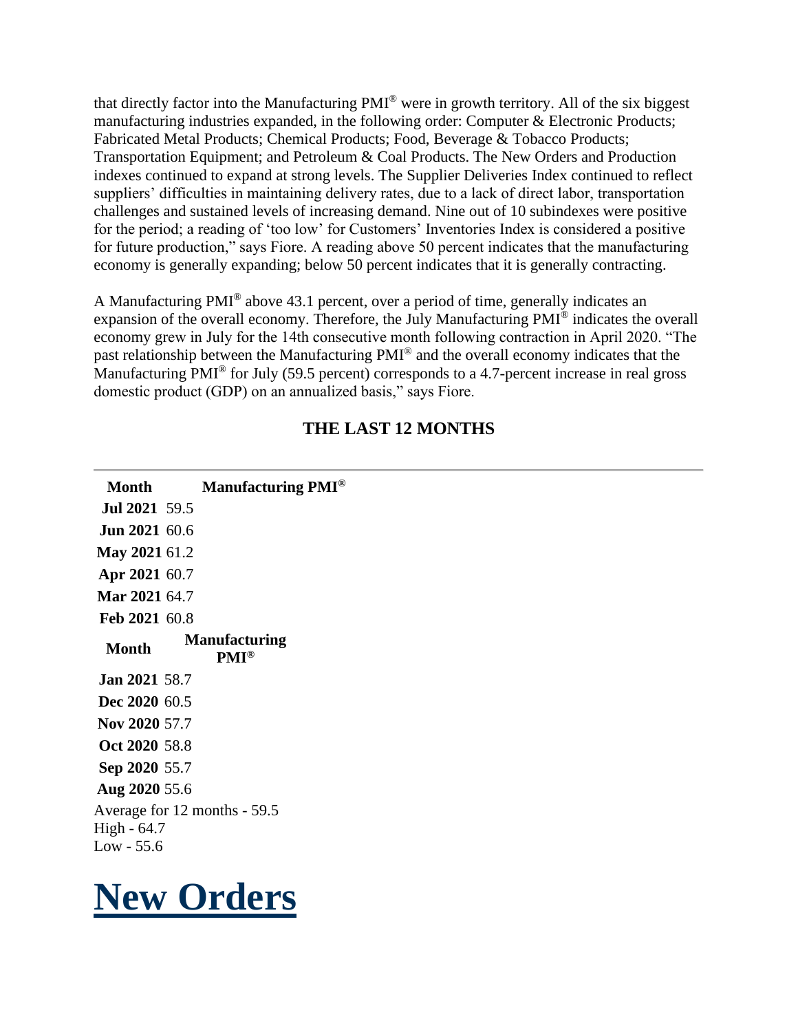that directly factor into the Manufacturing PMI® were in growth territory. All of the six biggest manufacturing industries expanded, in the following order: Computer & Electronic Products; Fabricated Metal Products; Chemical Products; Food, Beverage & Tobacco Products; Transportation Equipment; and Petroleum & Coal Products. The New Orders and Production indexes continued to expand at strong levels. The Supplier Deliveries Index continued to reflect suppliers' difficulties in maintaining delivery rates, due to a lack of direct labor, transportation challenges and sustained levels of increasing demand. Nine out of 10 subindexes were positive for the period; a reading of 'too low' for Customers' Inventories Index is considered a positive for future production," says Fiore. A reading above 50 percent indicates that the manufacturing economy is generally expanding; below 50 percent indicates that it is generally contracting.

A Manufacturing PMI® above 43.1 percent, over a period of time, generally indicates an expansion of the overall economy. Therefore, the July Manufacturing PMI® indicates the overall economy grew in July for the 14th consecutive month following contraction in April 2020. "The past relationship between the Manufacturing PMI® and the overall economy indicates that the Manufacturing PMI® for July (59.5 percent) corresponds to a 4.7-percent increase in real gross domestic product (GDP) on an annualized basis," says Fiore.

## THE LAST 12 MONTHS

| Month | Manufacturing PMI® |
|---|---|
| Jul 2021 | 59.5 |
| Jun 2021 | 60.6 |
| May 2021 | 61.2 |
| Apr 2021 | 60.7 |
| Mar 2021 | 64.7 |
| Feb 2021 | 60.8 |
| Jan 2021 | 58.7 |
| Dec 2020 | 60.5 |
| Nov 2020 | 57.7 |
| Oct 2020 | 58.8 |
| Sep 2020 | 55.7 |
| Aug 2020 | 55.6 |

Average for 12 months - 59.5
High - 64.7
Low - 55.6

# New Orders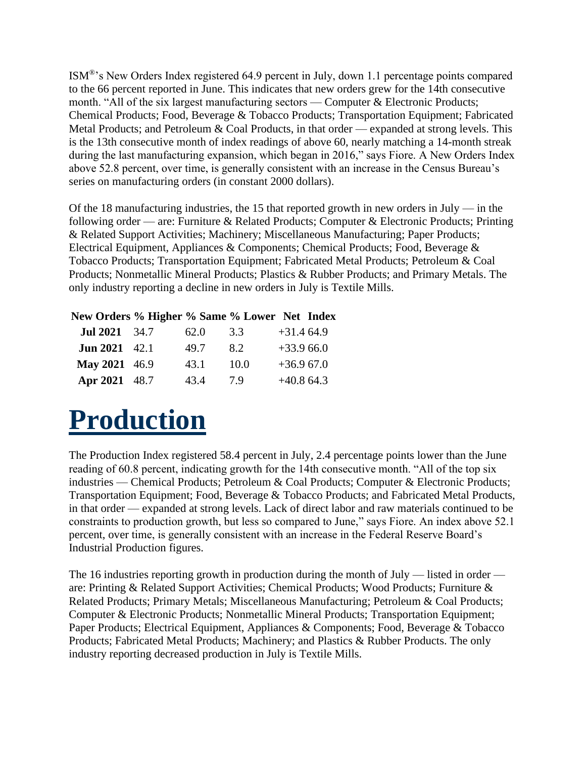ISM®'s New Orders Index registered 64.9 percent in July, down 1.1 percentage points compared to the 66 percent reported in June. This indicates that new orders grew for the 14th consecutive month. "All of the six largest manufacturing sectors — Computer & Electronic Products; Chemical Products; Food, Beverage & Tobacco Products; Transportation Equipment; Fabricated Metal Products; and Petroleum & Coal Products, in that order — expanded at strong levels. This is the 13th consecutive month of index readings of above 60, nearly matching a 14-month streak during the last manufacturing expansion, which began in 2016," says Fiore. A New Orders Index above 52.8 percent, over time, is generally consistent with an increase in the Census Bureau's series on manufacturing orders (in constant 2000 dollars).

Of the 18 manufacturing industries, the 15 that reported growth in new orders in July — in the following order — are: Furniture & Related Products; Computer & Electronic Products; Printing & Related Support Activities; Machinery; Miscellaneous Manufacturing; Paper Products; Electrical Equipment, Appliances & Components; Chemical Products; Food, Beverage & Tobacco Products; Transportation Equipment; Fabricated Metal Products; Petroleum & Coal Products; Nonmetallic Mineral Products; Plastics & Rubber Products; and Primary Metals. The only industry reporting a decline in new orders in July is Textile Mills.

| New Orders | % Higher | % Same | % Lower | Net | Index |
|---|---|---|---|---|---|
| **Jul 2021** | 34.7 | 62.0 | 3.3 | +31.4 | 64.9 |
| **Jun 2021** | 42.1 | 49.7 | 8.2 | +33.9 | 66.0 |
| **May 2021** | 46.9 | 43.1 | 10.0 | +36.9 | 67.0 |
| **Apr 2021** | 48.7 | 43.4 | 7.9 | +40.8 | 64.3 |

# Production

The Production Index registered 58.4 percent in July, 2.4 percentage points lower than the June reading of 60.8 percent, indicating growth for the 14th consecutive month. "All of the top six industries — Chemical Products; Petroleum & Coal Products; Computer & Electronic Products; Transportation Equipment; Food, Beverage & Tobacco Products; and Fabricated Metal Products, in that order — expanded at strong levels. Lack of direct labor and raw materials continued to be constraints to production growth, but less so compared to June," says Fiore. An index above 52.1 percent, over time, is generally consistent with an increase in the Federal Reserve Board's Industrial Production figures.

The 16 industries reporting growth in production during the month of July — listed in order — are: Printing & Related Support Activities; Chemical Products; Wood Products; Furniture & Related Products; Primary Metals; Miscellaneous Manufacturing; Petroleum & Coal Products; Computer & Electronic Products; Nonmetallic Mineral Products; Transportation Equipment; Paper Products; Electrical Equipment, Appliances & Components; Food, Beverage & Tobacco Products; Fabricated Metal Products; Machinery; and Plastics & Rubber Products. The only industry reporting decreased production in July is Textile Mills.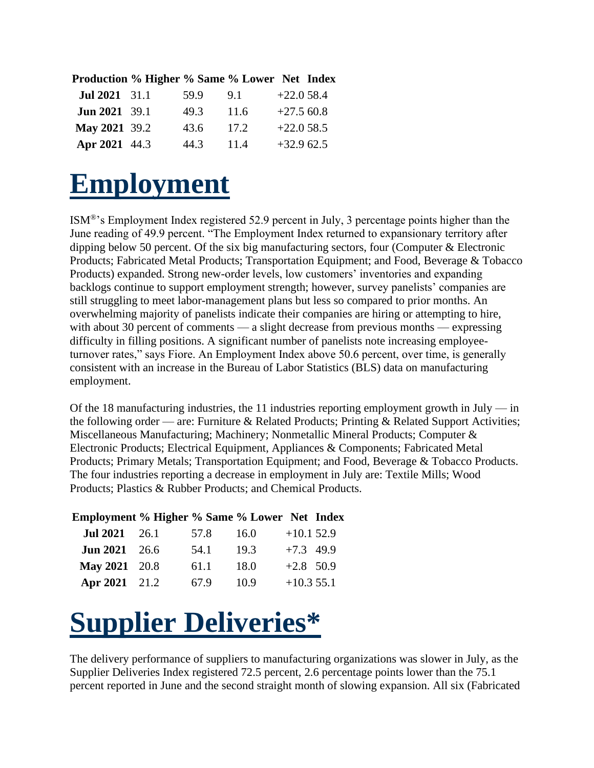| Production | % Higher | % Same | % Lower | Net | Index |
|---|---|---|---|---|---|
| **Jul 2021** | 31.1 | 59.9 | 9.1 | +22.0 | 58.4 |
| **Jun 2021** | 39.1 | 49.3 | 11.6 | +27.5 | 60.8 |
| **May 2021** | 39.2 | 43.6 | 17.2 | +22.0 | 58.5 |
| **Apr 2021** | 44.3 | 44.3 | 11.4 | +32.9 | 62.5 |

# Employment

ISM®'s Employment Index registered 52.9 percent in July, 3 percentage points higher than the June reading of 49.9 percent. "The Employment Index returned to expansionary territory after dipping below 50 percent. Of the six big manufacturing sectors, four (Computer & Electronic Products; Fabricated Metal Products; Transportation Equipment; and Food, Beverage & Tobacco Products) expanded. Strong new-order levels, low customers' inventories and expanding backlogs continue to support employment strength; however, survey panelists' companies are still struggling to meet labor-management plans but less so compared to prior months. An overwhelming majority of panelists indicate their companies are hiring or attempting to hire, with about 30 percent of comments — a slight decrease from previous months — expressing difficulty in filling positions. A significant number of panelists note increasing employee-turnover rates," says Fiore. An Employment Index above 50.6 percent, over time, is generally consistent with an increase in the Bureau of Labor Statistics (BLS) data on manufacturing employment.

Of the 18 manufacturing industries, the 11 industries reporting employment growth in July — in the following order — are: Furniture & Related Products; Printing & Related Support Activities; Miscellaneous Manufacturing; Machinery; Nonmetallic Mineral Products; Computer & Electronic Products; Electrical Equipment, Appliances & Components; Fabricated Metal Products; Primary Metals; Transportation Equipment; and Food, Beverage & Tobacco Products. The four industries reporting a decrease in employment in July are: Textile Mills; Wood Products; Plastics & Rubber Products; and Chemical Products.

| Employment | % Higher | % Same | % Lower | Net | Index |
|---|---|---|---|---|---|
| **Jul 2021** | 26.1 | 57.8 | 16.0 | +10.1 | 52.9 |
| **Jun 2021** | 26.6 | 54.1 | 19.3 | +7.3 | 49.9 |
| **May 2021** | 20.8 | 61.1 | 18.0 | +2.8 | 50.9 |
| **Apr 2021** | 21.2 | 67.9 | 10.9 | +10.3 | 55.1 |

# Supplier Deliveries*

The delivery performance of suppliers to manufacturing organizations was slower in July, as the Supplier Deliveries Index registered 72.5 percent, 2.6 percentage points lower than the 75.1 percent reported in June and the second straight month of slowing expansion. All six (Fabricated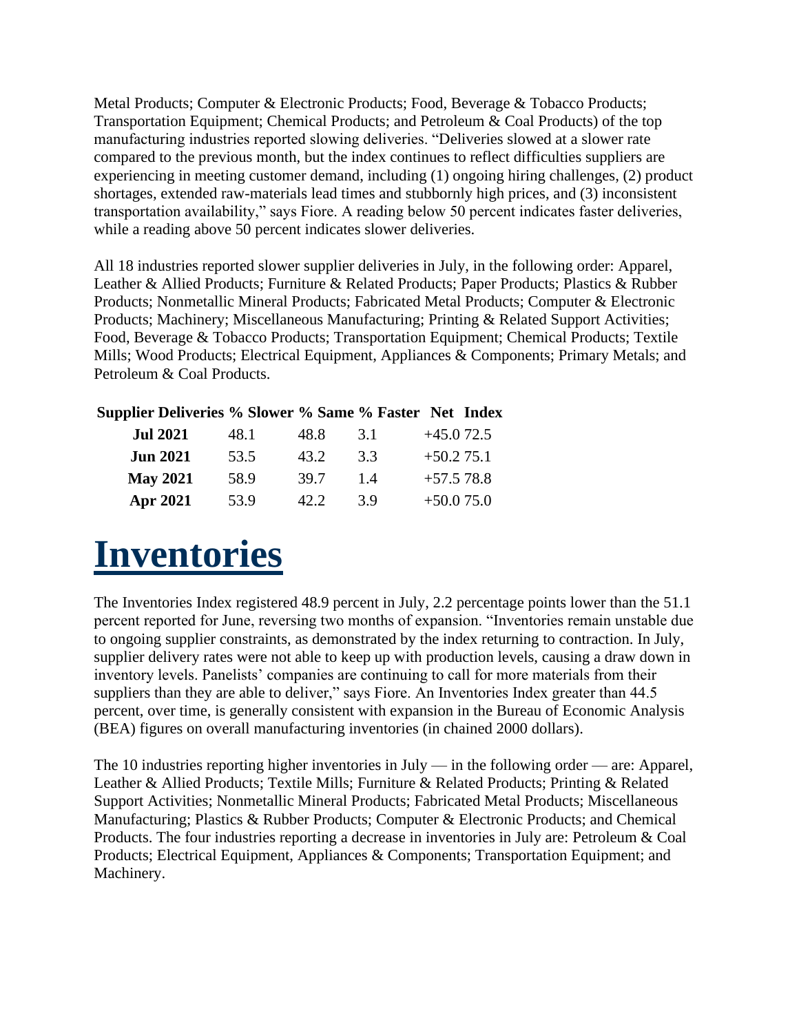Metal Products; Computer & Electronic Products; Food, Beverage & Tobacco Products; Transportation Equipment; Chemical Products; and Petroleum & Coal Products) of the top manufacturing industries reported slowing deliveries. "Deliveries slowed at a slower rate compared to the previous month, but the index continues to reflect difficulties suppliers are experiencing in meeting customer demand, including (1) ongoing hiring challenges, (2) product shortages, extended raw-materials lead times and stubbornly high prices, and (3) inconsistent transportation availability," says Fiore. A reading below 50 percent indicates faster deliveries, while a reading above 50 percent indicates slower deliveries.

All 18 industries reported slower supplier deliveries in July, in the following order: Apparel, Leather & Allied Products; Furniture & Related Products; Paper Products; Plastics & Rubber Products; Nonmetallic Mineral Products; Fabricated Metal Products; Computer & Electronic Products; Machinery; Miscellaneous Manufacturing; Printing & Related Support Activities; Food, Beverage & Tobacco Products; Transportation Equipment; Chemical Products; Textile Mills; Wood Products; Electrical Equipment, Appliances & Components; Primary Metals; and Petroleum & Coal Products.

| Supplier Deliveries | % Slower | % Same | % Faster | Net | Index |
|---|---|---|---|---|---|
| **Jul 2021** | 48.1 | 48.8 | 3.1 | +45.0 | 72.5 |
| **Jun 2021** | 53.5 | 43.2 | 3.3 | +50.2 | 75.1 |
| **May 2021** | 58.9 | 39.7 | 1.4 | +57.5 | 78.8 |
| **Apr 2021** | 53.9 | 42.2 | 3.9 | +50.0 | 75.0 |

# Inventories

The Inventories Index registered 48.9 percent in July, 2.2 percentage points lower than the 51.1 percent reported for June, reversing two months of expansion. "Inventories remain unstable due to ongoing supplier constraints, as demonstrated by the index returning to contraction. In July, supplier delivery rates were not able to keep up with production levels, causing a draw down in inventory levels. Panelists' companies are continuing to call for more materials from their suppliers than they are able to deliver," says Fiore. An Inventories Index greater than 44.5 percent, over time, is generally consistent with expansion in the Bureau of Economic Analysis (BEA) figures on overall manufacturing inventories (in chained 2000 dollars).

The 10 industries reporting higher inventories in July — in the following order — are: Apparel, Leather & Allied Products; Textile Mills; Furniture & Related Products; Printing & Related Support Activities; Nonmetallic Mineral Products; Fabricated Metal Products; Miscellaneous Manufacturing; Plastics & Rubber Products; Computer & Electronic Products; and Chemical Products. The four industries reporting a decrease in inventories in July are: Petroleum & Coal Products; Electrical Equipment, Appliances & Components; Transportation Equipment; and Machinery.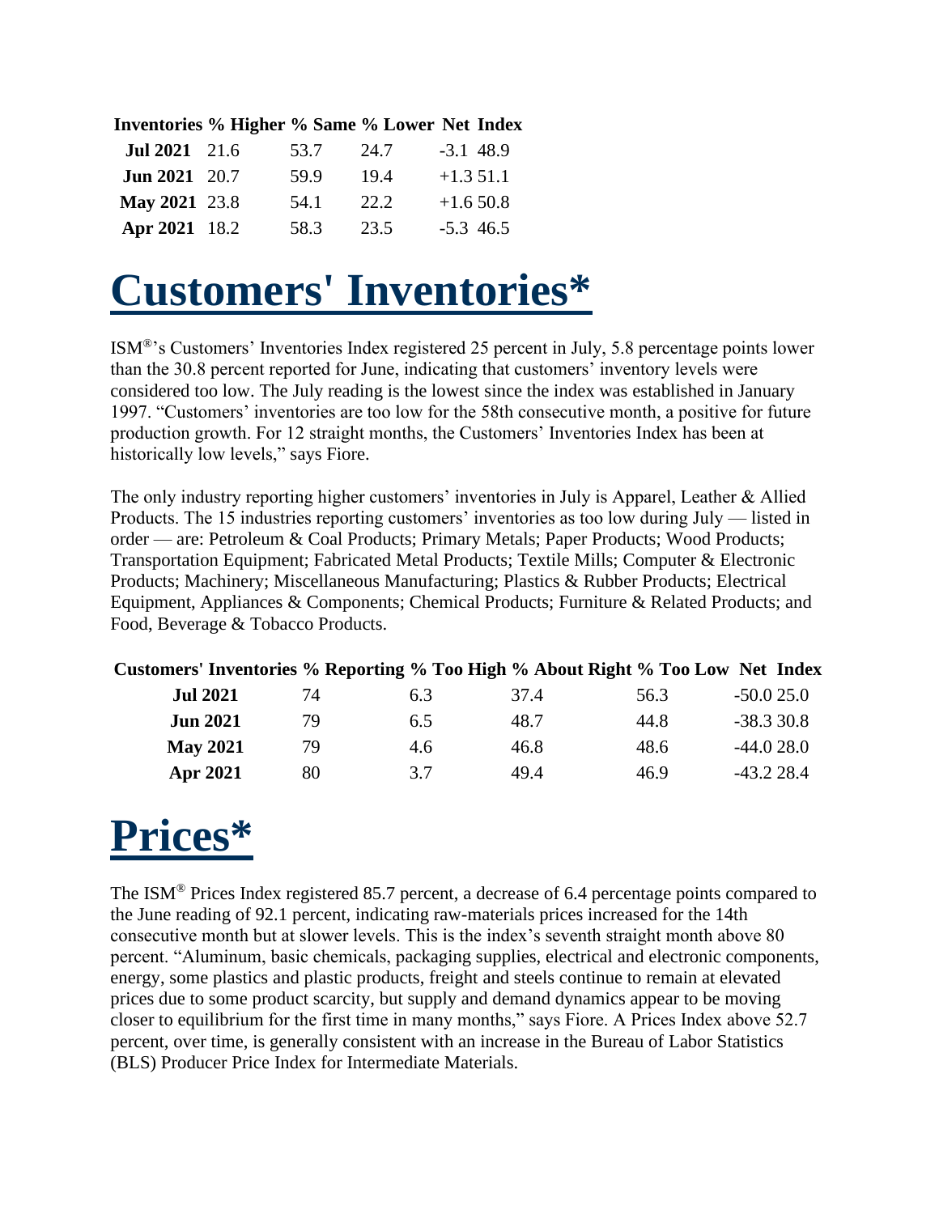| Inventories | % Higher | % Same | % Lower | Net | Index |
|---|---|---|---|---|---|
| **Jul 2021** | 21.6 | 53.7 | 24.7 | -3.1 | 48.9 |
| **Jun 2021** | 20.7 | 59.9 | 19.4 | +1.3 | 51.1 |
| **May 2021** | 23.8 | 54.1 | 22.2 | +1.6 | 50.8 |
| **Apr 2021** | 18.2 | 58.3 | 23.5 | -5.3 | 46.5 |

# Customers' Inventories*

ISM®'s Customers' Inventories Index registered 25 percent in July, 5.8 percentage points lower than the 30.8 percent reported for June, indicating that customers' inventory levels were considered too low. The July reading is the lowest since the index was established in January 1997. "Customers' inventories are too low for the 58th consecutive month, a positive for future production growth. For 12 straight months, the Customers' Inventories Index has been at historically low levels," says Fiore.

The only industry reporting higher customers' inventories in July is Apparel, Leather & Allied Products. The 15 industries reporting customers' inventories as too low during July — listed in order — are: Petroleum & Coal Products; Primary Metals; Paper Products; Wood Products; Transportation Equipment; Fabricated Metal Products; Textile Mills; Computer & Electronic Products; Machinery; Miscellaneous Manufacturing; Plastics & Rubber Products; Electrical Equipment, Appliances & Components; Chemical Products; Furniture & Related Products; and Food, Beverage & Tobacco Products.

| Customers' Inventories | % Reporting | % Too High | % About Right | % Too Low | Net | Index |
|---|---|---|---|---|---|---|
| **Jul 2021** | 74 | 6.3 | 37.4 | 56.3 | -50.0 | 25.0 |
| **Jun 2021** | 79 | 6.5 | 48.7 | 44.8 | -38.3 | 30.8 |
| **May 2021** | 79 | 4.6 | 46.8 | 48.6 | -44.0 | 28.0 |
| **Apr 2021** | 80 | 3.7 | 49.4 | 46.9 | -43.2 | 28.4 |

# Prices*

The ISM® Prices Index registered 85.7 percent, a decrease of 6.4 percentage points compared to the June reading of 92.1 percent, indicating raw-materials prices increased for the 14th consecutive month but at slower levels. This is the index's seventh straight month above 80 percent. "Aluminum, basic chemicals, packaging supplies, electrical and electronic components, energy, some plastics and plastic products, freight and steels continue to remain at elevated prices due to some product scarcity, but supply and demand dynamics appear to be moving closer to equilibrium for the first time in many months," says Fiore. A Prices Index above 52.7 percent, over time, is generally consistent with an increase in the Bureau of Labor Statistics (BLS) Producer Price Index for Intermediate Materials.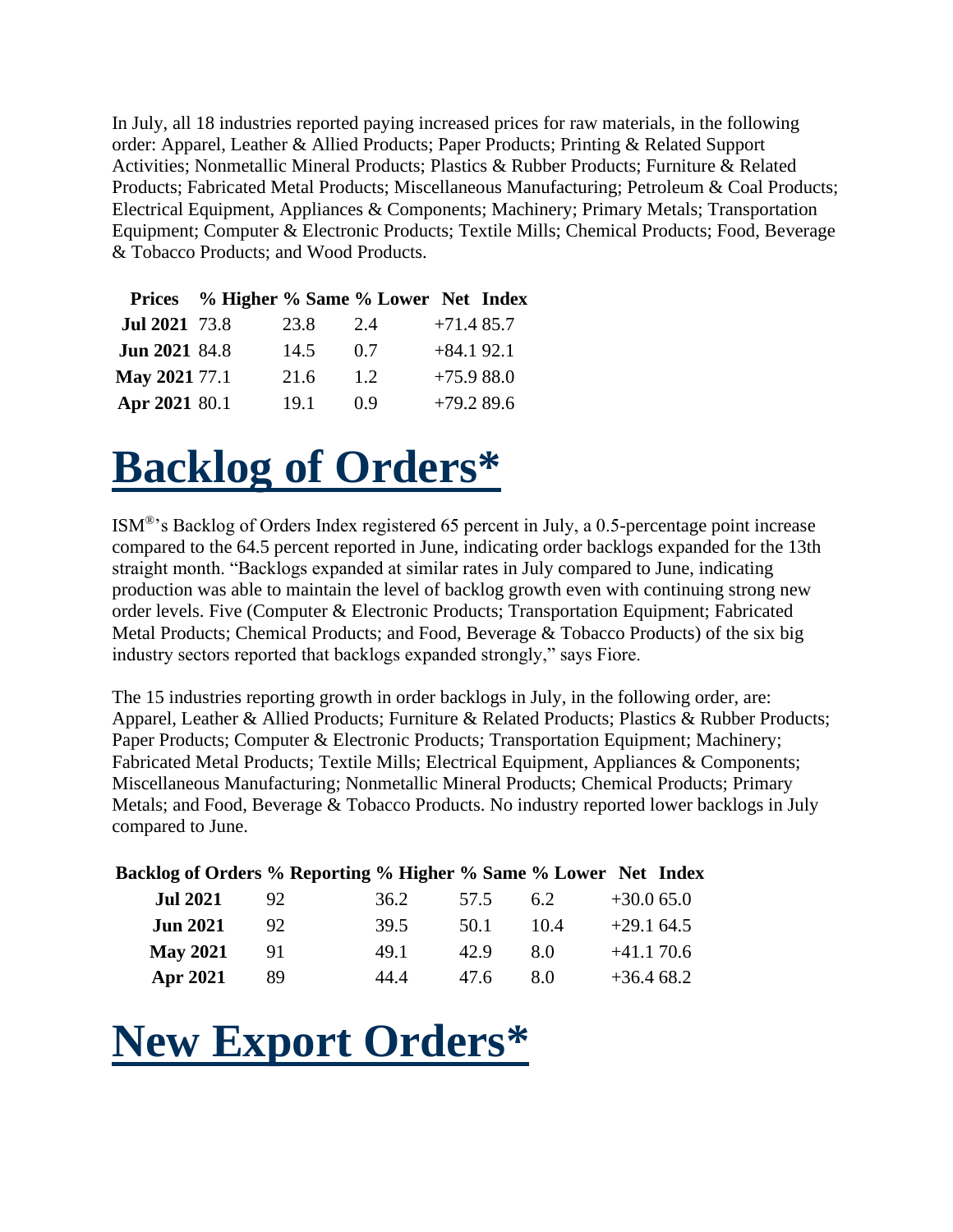In July, all 18 industries reported paying increased prices for raw materials, in the following order: Apparel, Leather & Allied Products; Paper Products; Printing & Related Support Activities; Nonmetallic Mineral Products; Plastics & Rubber Products; Furniture & Related Products; Fabricated Metal Products; Miscellaneous Manufacturing; Petroleum & Coal Products; Electrical Equipment, Appliances & Components; Machinery; Primary Metals; Transportation Equipment; Computer & Electronic Products; Textile Mills; Chemical Products; Food, Beverage & Tobacco Products; and Wood Products.

| Prices | % Higher | % Same | % Lower | Net | Index |
|---|---|---|---|---|---|
| **Jul 2021** | 73.8 | 23.8 | 2.4 | +71.4 | 85.7 |
| **Jun 2021** | 84.8 | 14.5 | 0.7 | +84.1 | 92.1 |
| **May 2021** | 77.1 | 21.6 | 1.2 | +75.9 | 88.0 |
| **Apr 2021** | 80.1 | 19.1 | 0.9 | +79.2 | 89.6 |

# Backlog of Orders*

ISM®'s Backlog of Orders Index registered 65 percent in July, a 0.5-percentage point increase compared to the 64.5 percent reported in June, indicating order backlogs expanded for the 13th straight month. "Backlogs expanded at similar rates in July compared to June, indicating production was able to maintain the level of backlog growth even with continuing strong new order levels. Five (Computer & Electronic Products; Transportation Equipment; Fabricated Metal Products; Chemical Products; and Food, Beverage & Tobacco Products) of the six big industry sectors reported that backlogs expanded strongly," says Fiore.

The 15 industries reporting growth in order backlogs in July, in the following order, are: Apparel, Leather & Allied Products; Furniture & Related Products; Plastics & Rubber Products; Paper Products; Computer & Electronic Products; Transportation Equipment; Machinery; Fabricated Metal Products; Textile Mills; Electrical Equipment, Appliances & Components; Miscellaneous Manufacturing; Nonmetallic Mineral Products; Chemical Products; Primary Metals; and Food, Beverage & Tobacco Products. No industry reported lower backlogs in July compared to June.

| Backlog of Orders | % Reporting | % Higher | % Same | % Lower | Net | Index |
|---|---|---|---|---|---|---|
| **Jul 2021** | 92 | 36.2 | 57.5 | 6.2 | +30.0 | 65.0 |
| **Jun 2021** | 92 | 39.5 | 50.1 | 10.4 | +29.1 | 64.5 |
| **May 2021** | 91 | 49.1 | 42.9 | 8.0 | +41.1 | 70.6 |
| **Apr 2021** | 89 | 44.4 | 47.6 | 8.0 | +36.4 | 68.2 |

# New Export Orders*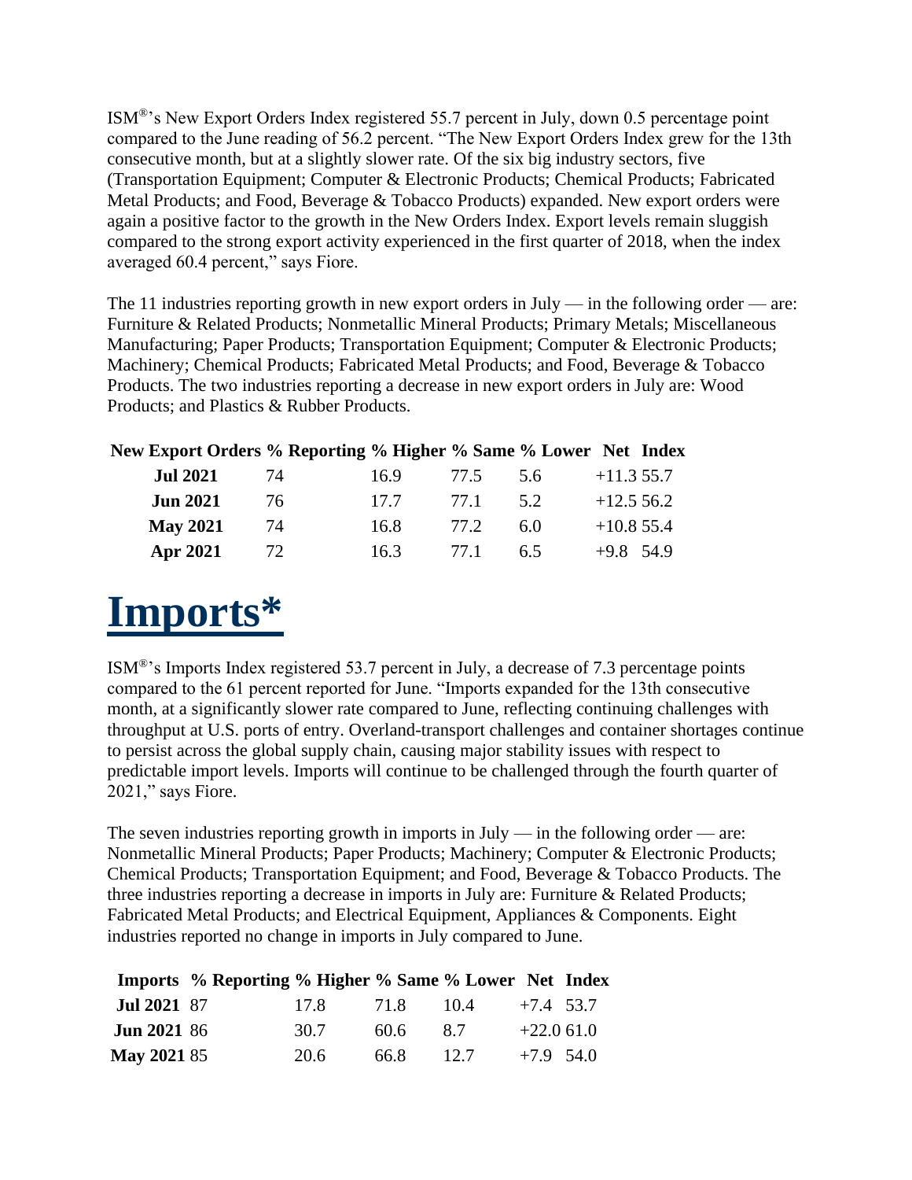ISM®'s New Export Orders Index registered 55.7 percent in July, down 0.5 percentage point compared to the June reading of 56.2 percent. "The New Export Orders Index grew for the 13th consecutive month, but at a slightly slower rate. Of the six big industry sectors, five (Transportation Equipment; Computer & Electronic Products; Chemical Products; Fabricated Metal Products; and Food, Beverage & Tobacco Products) expanded. New export orders were again a positive factor to the growth in the New Orders Index. Export levels remain sluggish compared to the strong export activity experienced in the first quarter of 2018, when the index averaged 60.4 percent," says Fiore.

The 11 industries reporting growth in new export orders in July — in the following order — are: Furniture & Related Products; Nonmetallic Mineral Products; Primary Metals; Miscellaneous Manufacturing; Paper Products; Transportation Equipment; Computer & Electronic Products; Machinery; Chemical Products; Fabricated Metal Products; and Food, Beverage & Tobacco Products. The two industries reporting a decrease in new export orders in July are: Wood Products; and Plastics & Rubber Products.

| New Export Orders | % Reporting | % Higher | % Same | % Lower | Net | Index |
|---|---|---|---|---|---|---|
| **Jul 2021** | 74 | 16.9 | 77.5 | 5.6 | +11.3 | 55.7 |
| **Jun 2021** | 76 | 17.7 | 77.1 | 5.2 | +12.5 | 56.2 |
| **May 2021** | 74 | 16.8 | 77.2 | 6.0 | +10.8 | 55.4 |
| **Apr 2021** | 72 | 16.3 | 77.1 | 6.5 | +9.8 | 54.9 |

# Imports*

ISM®'s Imports Index registered 53.7 percent in July, a decrease of 7.3 percentage points compared to the 61 percent reported for June. "Imports expanded for the 13th consecutive month, at a significantly slower rate compared to June, reflecting continuing challenges with throughput at U.S. ports of entry. Overland-transport challenges and container shortages continue to persist across the global supply chain, causing major stability issues with respect to predictable import levels. Imports will continue to be challenged through the fourth quarter of 2021," says Fiore.

The seven industries reporting growth in imports in July — in the following order — are: Nonmetallic Mineral Products; Paper Products; Machinery; Computer & Electronic Products; Chemical Products; Transportation Equipment; and Food, Beverage & Tobacco Products. The three industries reporting a decrease in imports in July are: Furniture & Related Products; Fabricated Metal Products; and Electrical Equipment, Appliances & Components. Eight industries reported no change in imports in July compared to June.

| Imports | % Reporting | % Higher | % Same | % Lower | Net | Index |
|---|---|---|---|---|---|---|
| **Jul 2021** | 87 | 17.8 | 71.8 | 10.4 | +7.4 | 53.7 |
| **Jun 2021** | 86 | 30.7 | 60.6 | 8.7 | +22.0 | 61.0 |
| **May 2021** | 85 | 20.6 | 66.8 | 12.7 | +7.9 | 54.0 |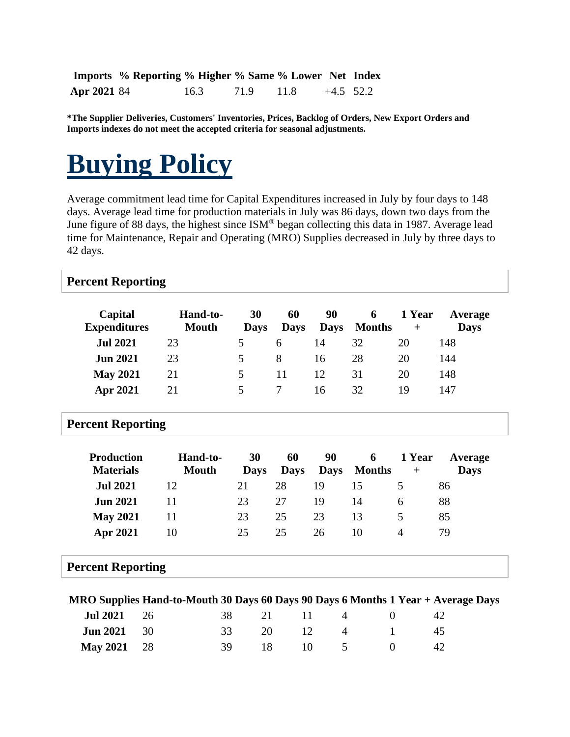| Imports | % Reporting | % Higher | % Same | % Lower | Net | Index |
|---|---|---|---|---|---|---|
| **Apr 2021** | 84 | 16.3 | 71.9 | 11.8 | +4.5 | 52.2 |

**\*The Supplier Deliveries, Customers' Inventories, Prices, Backlog of Orders, New Export Orders and Imports indexes do not meet the accepted criteria for seasonal adjustments.**

# Buying Policy

Average commitment lead time for Capital Expenditures increased in July by four days to 148 days. Average lead time for production materials in July was 86 days, down two days from the June figure of 88 days, the highest since ISM® began collecting this data in 1987. Average lead time for Maintenance, Repair and Operating (MRO) Supplies decreased in July by three days to 42 days.

## Percent Reporting

| Capital Expenditures | Hand-to-Mouth | 30 Days | 60 Days | 90 Days | 6 Months | 1 Year + | Average Days |
|---|---|---|---|---|---|---|---|
| **Jul 2021** | 23 | 5 | 6 | 14 | 32 | 20 | 148 |
| **Jun 2021** | 23 | 5 | 8 | 16 | 28 | 20 | 144 |
| **May 2021** | 21 | 5 | 11 | 12 | 31 | 20 | 148 |
| **Apr 2021** | 21 | 5 | 7 | 16 | 32 | 19 | 147 |

## Percent Reporting

| Production Materials | Hand-to-Mouth | 30 Days | 60 Days | 90 Days | 6 Months | 1 Year + | Average Days |
|---|---|---|---|---|---|---|---|
| **Jul 2021** | 12 | 21 | 28 | 19 | 15 | 5 | 86 |
| **Jun 2021** | 11 | 23 | 27 | 19 | 14 | 6 | 88 |
| **May 2021** | 11 | 23 | 25 | 23 | 13 | 5 | 85 |
| **Apr 2021** | 10 | 25 | 25 | 26 | 10 | 4 | 79 |

## Percent Reporting

| MRO Supplies | Hand-to-Mouth | 30 Days | 60 Days | 90 Days | 6 Months | 1 Year + | Average Days |
|---|---|---|---|---|---|---|---|
| **Jul 2021** | 26 | 38 | 21 | 11 | 4 | 0 | 42 |
| **Jun 2021** | 30 | 33 | 20 | 12 | 4 | 1 | 45 |
| **May 2021** | 28 | 39 | 18 | 10 | 5 | 0 | 42 |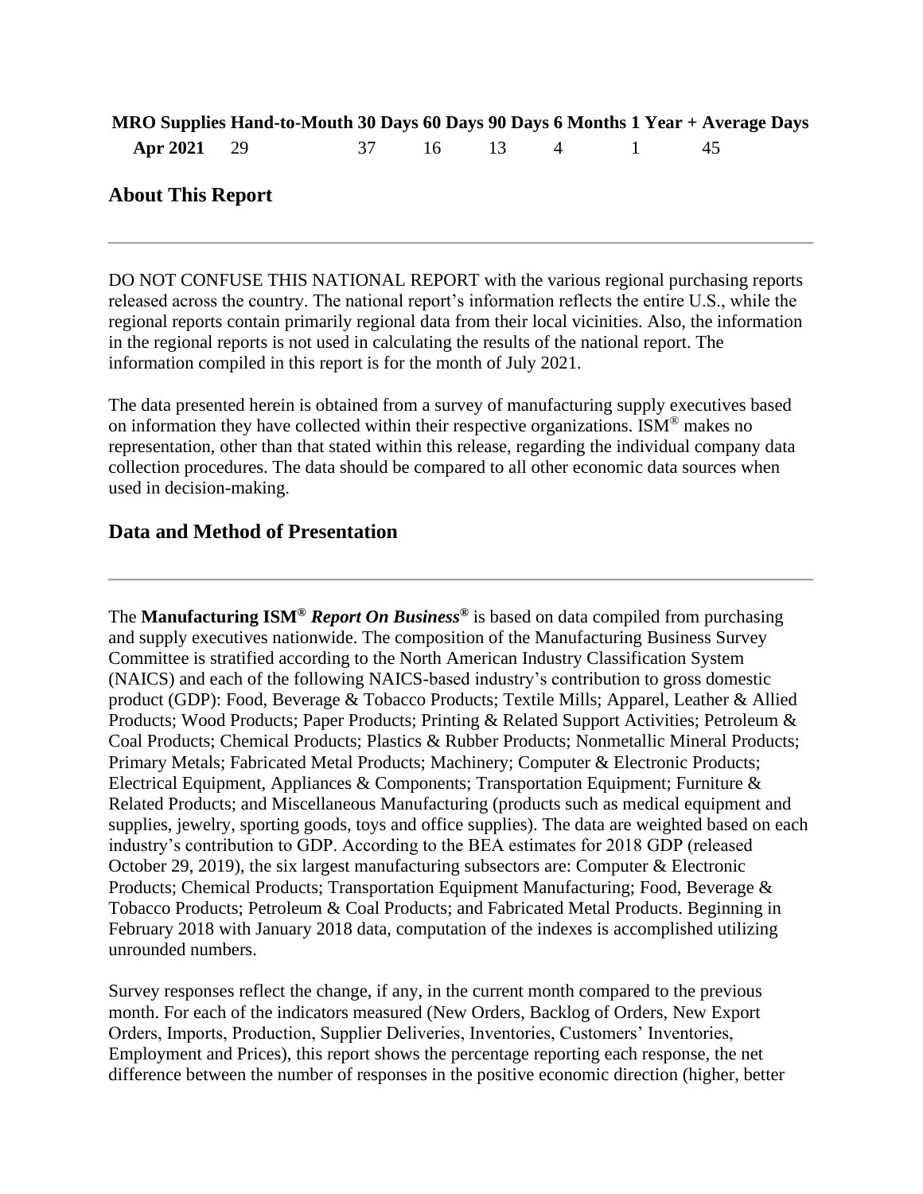| MRO Supplies | Hand-to-Mouth | 30 Days | 60 Days | 90 Days | 6 Months | 1 Year + | Average Days |
|---|---|---|---|---|---|---|---|
| **Apr 2021** | 29 | 37 | 16 | 13 | 4 | 1 | 45 |

## About This Report

DO NOT CONFUSE THIS NATIONAL REPORT with the various regional purchasing reports released across the country. The national report's information reflects the entire U.S., while the regional reports contain primarily regional data from their local vicinities. Also, the information in the regional reports is not used in calculating the results of the national report. The information compiled in this report is for the month of July 2021.

The data presented herein is obtained from a survey of manufacturing supply executives based on information they have collected within their respective organizations. ISM® makes no representation, other than that stated within this release, regarding the individual company data collection procedures. The data should be compared to all other economic data sources when used in decision-making.

## Data and Method of Presentation

The **Manufacturing ISM®** ***Report On Business®*** is based on data compiled from purchasing and supply executives nationwide. The composition of the Manufacturing Business Survey Committee is stratified according to the North American Industry Classification System (NAICS) and each of the following NAICS-based industry's contribution to gross domestic product (GDP): Food, Beverage & Tobacco Products; Textile Mills; Apparel, Leather & Allied Products; Wood Products; Paper Products; Printing & Related Support Activities; Petroleum & Coal Products; Chemical Products; Plastics & Rubber Products; Nonmetallic Mineral Products; Primary Metals; Fabricated Metal Products; Machinery; Computer & Electronic Products; Electrical Equipment, Appliances & Components; Transportation Equipment; Furniture & Related Products; and Miscellaneous Manufacturing (products such as medical equipment and supplies, jewelry, sporting goods, toys and office supplies). The data are weighted based on each industry's contribution to GDP. According to the BEA estimates for 2018 GDP (released October 29, 2019), the six largest manufacturing subsectors are: Computer & Electronic Products; Chemical Products; Transportation Equipment Manufacturing; Food, Beverage & Tobacco Products; Petroleum & Coal Products; and Fabricated Metal Products. Beginning in February 2018 with January 2018 data, computation of the indexes is accomplished utilizing unrounded numbers.

Survey responses reflect the change, if any, in the current month compared to the previous month. For each of the indicators measured (New Orders, Backlog of Orders, New Export Orders, Imports, Production, Supplier Deliveries, Inventories, Customers' Inventories, Employment and Prices), this report shows the percentage reporting each response, the net difference between the number of responses in the positive economic direction (higher, better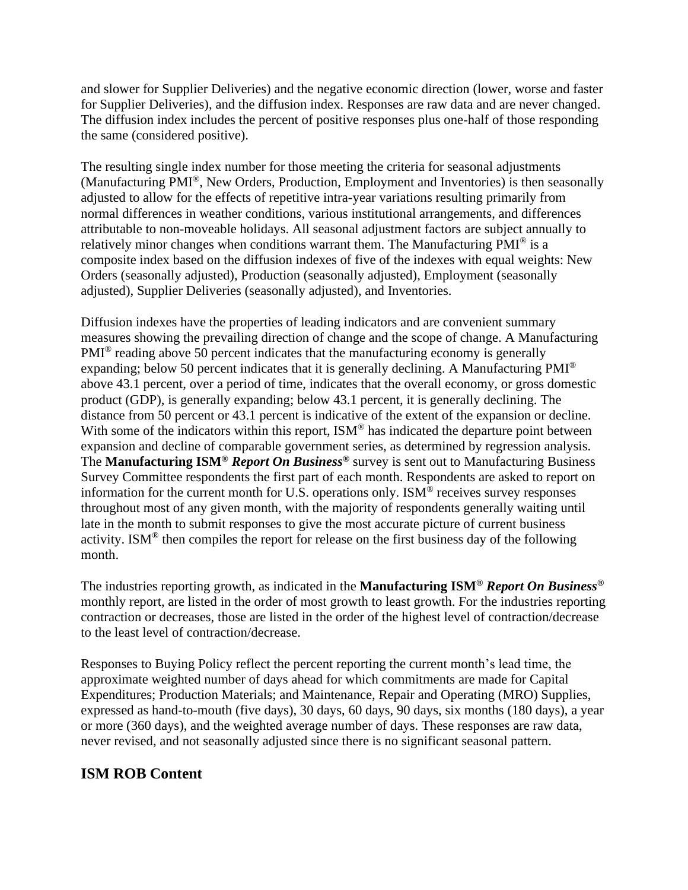and slower for Supplier Deliveries) and the negative economic direction (lower, worse and faster for Supplier Deliveries), and the diffusion index. Responses are raw data and are never changed. The diffusion index includes the percent of positive responses plus one-half of those responding the same (considered positive).

The resulting single index number for those meeting the criteria for seasonal adjustments (Manufacturing PMI®, New Orders, Production, Employment and Inventories) is then seasonally adjusted to allow for the effects of repetitive intra-year variations resulting primarily from normal differences in weather conditions, various institutional arrangements, and differences attributable to non-moveable holidays. All seasonal adjustment factors are subject annually to relatively minor changes when conditions warrant them. The Manufacturing PMI® is a composite index based on the diffusion indexes of five of the indexes with equal weights: New Orders (seasonally adjusted), Production (seasonally adjusted), Employment (seasonally adjusted), Supplier Deliveries (seasonally adjusted), and Inventories.

Diffusion indexes have the properties of leading indicators and are convenient summary measures showing the prevailing direction of change and the scope of change. A Manufacturing PMI® reading above 50 percent indicates that the manufacturing economy is generally expanding; below 50 percent indicates that it is generally declining. A Manufacturing PMI® above 43.1 percent, over a period of time, indicates that the overall economy, or gross domestic product (GDP), is generally expanding; below 43.1 percent, it is generally declining. The distance from 50 percent or 43.1 percent is indicative of the extent of the expansion or decline. With some of the indicators within this report, ISM® has indicated the departure point between expansion and decline of comparable government series, as determined by regression analysis. The **Manufacturing ISM®** ***Report On Business®*** survey is sent out to Manufacturing Business Survey Committee respondents the first part of each month. Respondents are asked to report on information for the current month for U.S. operations only. ISM® receives survey responses throughout most of any given month, with the majority of respondents generally waiting until late in the month to submit responses to give the most accurate picture of current business activity. ISM® then compiles the report for release on the first business day of the following month.

The industries reporting growth, as indicated in the **Manufacturing ISM®** ***Report On Business®*** monthly report, are listed in the order of most growth to least growth. For the industries reporting contraction or decreases, those are listed in the order of the highest level of contraction/decrease to the least level of contraction/decrease.

Responses to Buying Policy reflect the percent reporting the current month's lead time, the approximate weighted number of days ahead for which commitments are made for Capital Expenditures; Production Materials; and Maintenance, Repair and Operating (MRO) Supplies, expressed as hand-to-mouth (five days), 30 days, 60 days, 90 days, six months (180 days), a year or more (360 days), and the weighted average number of days. These responses are raw data, never revised, and not seasonally adjusted since there is no significant seasonal pattern.

## ISM ROB Content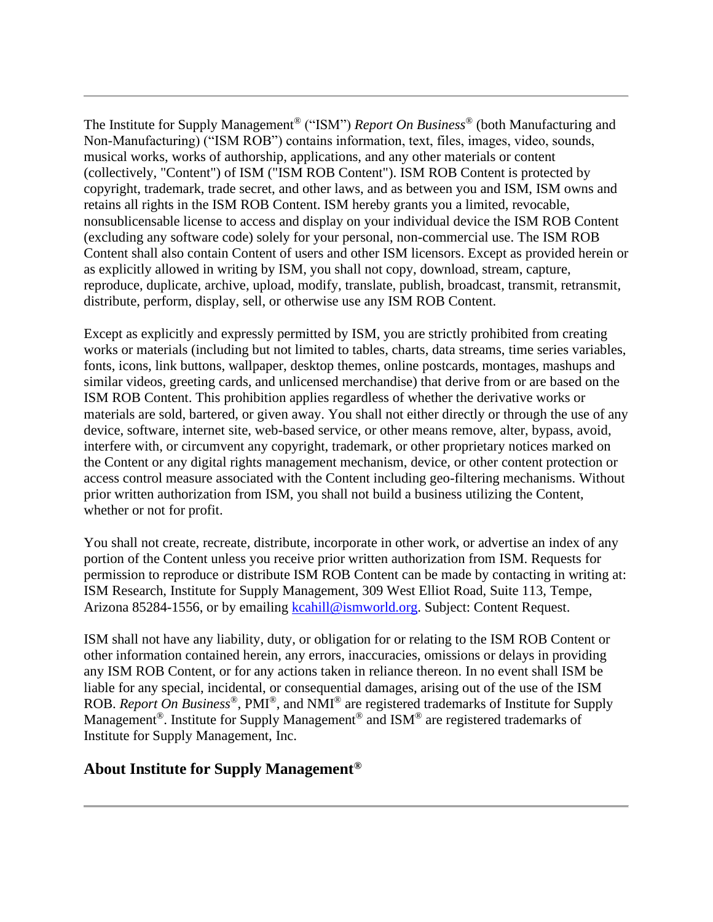---

The Institute for Supply Management® ("ISM") *Report On Business*® (both Manufacturing and Non-Manufacturing) ("ISM ROB") contains information, text, files, images, video, sounds, musical works, works of authorship, applications, and any other materials or content (collectively, "Content") of ISM ("ISM ROB Content"). ISM ROB Content is protected by copyright, trademark, trade secret, and other laws, and as between you and ISM, ISM owns and retains all rights in the ISM ROB Content. ISM hereby grants you a limited, revocable, nonsublicensable license to access and display on your individual device the ISM ROB Content (excluding any software code) solely for your personal, non-commercial use. The ISM ROB Content shall also contain Content of users and other ISM licensors. Except as provided herein or as explicitly allowed in writing by ISM, you shall not copy, download, stream, capture, reproduce, duplicate, archive, upload, modify, translate, publish, broadcast, transmit, retransmit, distribute, perform, display, sell, or otherwise use any ISM ROB Content.

Except as explicitly and expressly permitted by ISM, you are strictly prohibited from creating works or materials (including but not limited to tables, charts, data streams, time series variables, fonts, icons, link buttons, wallpaper, desktop themes, online postcards, montages, mashups and similar videos, greeting cards, and unlicensed merchandise) that derive from or are based on the ISM ROB Content. This prohibition applies regardless of whether the derivative works or materials are sold, bartered, or given away. You shall not either directly or through the use of any device, software, internet site, web-based service, or other means remove, alter, bypass, avoid, interfere with, or circumvent any copyright, trademark, or other proprietary notices marked on the Content or any digital rights management mechanism, device, or other content protection or access control measure associated with the Content including geo-filtering mechanisms. Without prior written authorization from ISM, you shall not build a business utilizing the Content, whether or not for profit.

You shall not create, recreate, distribute, incorporate in other work, or advertise an index of any portion of the Content unless you receive prior written authorization from ISM. Requests for permission to reproduce or distribute ISM ROB Content can be made by contacting in writing at: ISM Research, Institute for Supply Management, 309 West Elliot Road, Suite 113, Tempe, Arizona 85284-1556, or by emailing kcahill@ismworld.org. Subject: Content Request.

ISM shall not have any liability, duty, or obligation for or relating to the ISM ROB Content or other information contained herein, any errors, inaccuracies, omissions or delays in providing any ISM ROB Content, or for any actions taken in reliance thereon. In no event shall ISM be liable for any special, incidental, or consequential damages, arising out of the use of the ISM ROB. *Report On Business*®, PMI®, and NMI® are registered trademarks of Institute for Supply Management®. Institute for Supply Management® and ISM® are registered trademarks of Institute for Supply Management, Inc.

### About Institute for Supply Management®

---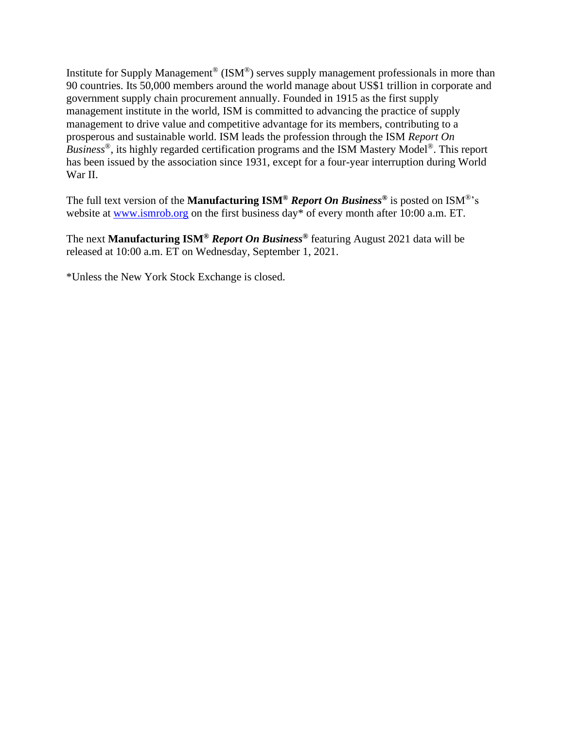Institute for Supply Management® (ISM®) serves supply management professionals in more than 90 countries. Its 50,000 members around the world manage about US$1 trillion in corporate and government supply chain procurement annually. Founded in 1915 as the first supply management institute in the world, ISM is committed to advancing the practice of supply management to drive value and competitive advantage for its members, contributing to a prosperous and sustainable world. ISM leads the profession through the ISM *Report On Business*®, its highly regarded certification programs and the ISM Mastery Model®. This report has been issued by the association since 1931, except for a four-year interruption during World War II.

The full text version of the **Manufacturing ISM® *Report On Business*®** is posted on ISM®'s website at [www.ismrob.org](http://www.ismrob.org) on the first business day* of every month after 10:00 a.m. ET.

The next **Manufacturing ISM® *Report On Business*®** featuring August 2021 data will be released at 10:00 a.m. ET on Wednesday, September 1, 2021.

*Unless the New York Stock Exchange is closed.